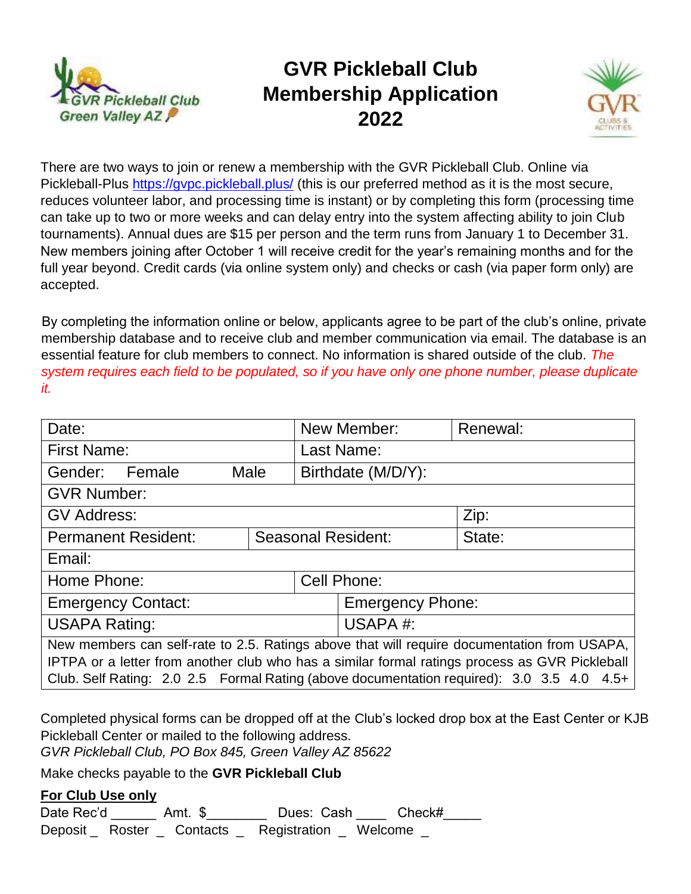# GVR Pickleball Club Membership Application 2022

There are two ways to join or renew a membership with the GVR Pickleball Club. Online via Pickleball-Plus https://gvpc.pickleball.plus/ (this is our preferred method as it is the most secure, reduces volunteer labor, and processing time is instant) or by completing this form (processing time can take up to two or more weeks and can delay entry into the system affecting ability to join Club tournaments). Annual dues are $15 per person and the term runs from January 1 to December 31. New members joining after October 1 will receive credit for the year's remaining months and for the full year beyond. Credit cards (via online system only) and checks or cash (via paper form only) are accepted.

By completing the information online or below, applicants agree to be part of the club's online, private membership database and to receive club and member communication via email. The database is an essential feature for club members to connect. No information is shared outside of the club. *The system requires each field to be populated, so if you have only one phone number, please duplicate it.*

| | | |
|---|---|---|
| Date: | New Member: | Renewal: |
| First Name: | Last Name: | |
| Gender: Female Male | Birthdate (M/D/Y): | |
| GVR Number: | | |
| GV Address: | | Zip: |
| Permanent Resident: | Seasonal Resident: | State: |
| Email: | | |
| Home Phone: | Cell Phone: | |
| Emergency Contact: | Emergency Phone: | |
| USAPA Rating: | USAPA #: | |

New members can self-rate to 2.5. Ratings above that will require documentation from USAPA, IPTPA or a letter from another club who has a similar formal ratings process as GVR Pickleball Club. Self Rating: 2.0 2.5 Formal Rating (above documentation required): 3.0 3.5 4.0 4.5+

Completed physical forms can be dropped off at the Club's locked drop box at the East Center or KJB Pickleball Center or mailed to the following address.
*GVR Pickleball Club, PO Box 845, Green Valley AZ 85622*

Make checks payable to the **GVR Pickleball Club**

**For Club Use only**

Date Rec'd ______ Amt. $________ Dues: Cash ____ Check#_____
Deposit _ Roster _ Contacts _ Registration _ Welcome _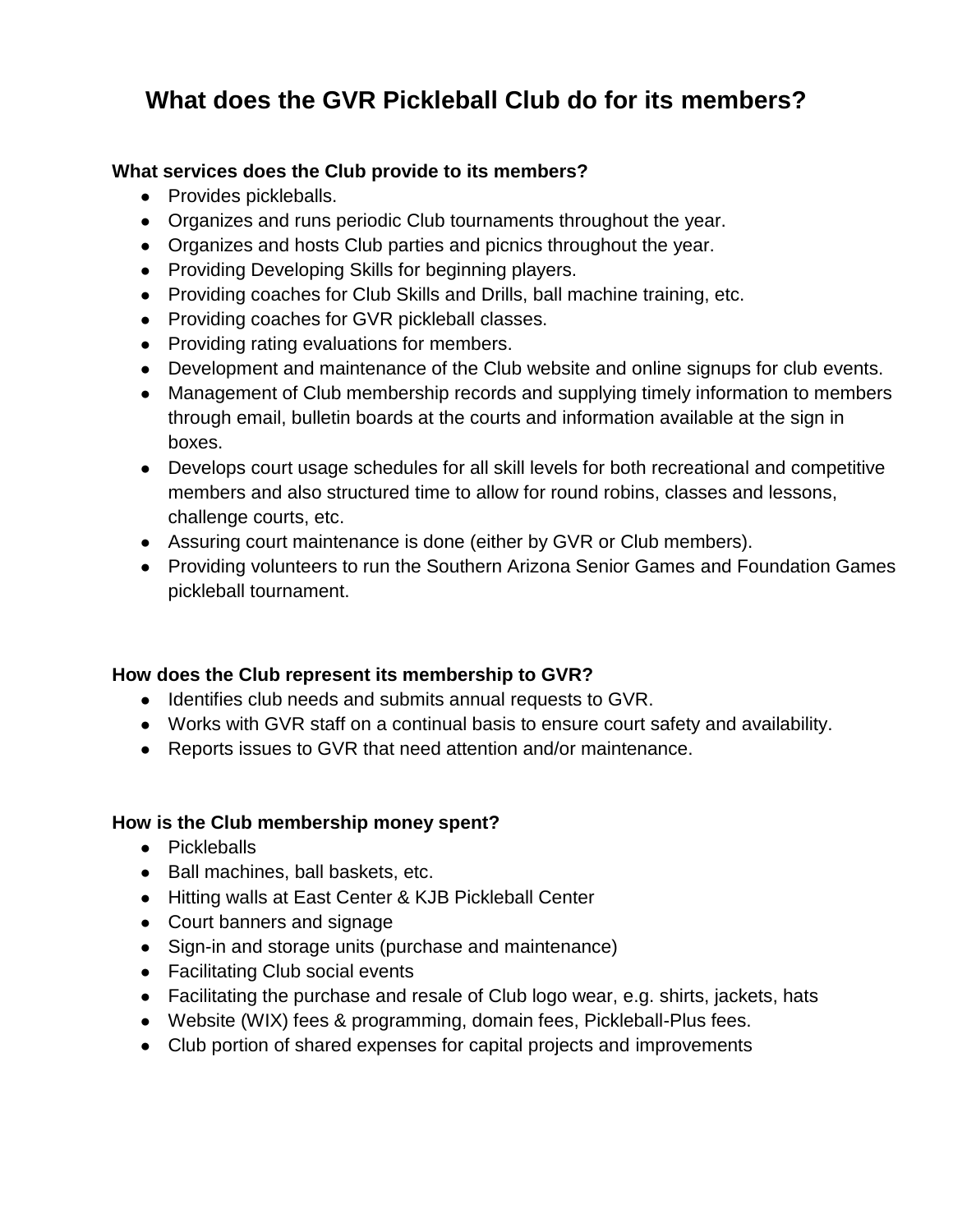# What does the GVR Pickleball Club do for its members?

**What services does the Club provide to its members?**

- Provides pickleballs.
- Organizes and runs periodic Club tournaments throughout the year.
- Organizes and hosts Club parties and picnics throughout the year.
- Providing Developing Skills for beginning players.
- Providing coaches for Club Skills and Drills, ball machine training, etc.
- Providing coaches for GVR pickleball classes.
- Providing rating evaluations for members.
- Development and maintenance of the Club website and online signups for club events.
- Management of Club membership records and supplying timely information to members through email, bulletin boards at the courts and information available at the sign in boxes.
- Develops court usage schedules for all skill levels for both recreational and competitive members and also structured time to allow for round robins, classes and lessons, challenge courts, etc.
- Assuring court maintenance is done (either by GVR or Club members).
- Providing volunteers to run the Southern Arizona Senior Games and Foundation Games pickleball tournament.

**How does the Club represent its membership to GVR?**

- Identifies club needs and submits annual requests to GVR.
- Works with GVR staff on a continual basis to ensure court safety and availability.
- Reports issues to GVR that need attention and/or maintenance.

**How is the Club membership money spent?**

- Pickleballs
- Ball machines, ball baskets, etc.
- Hitting walls at East Center & KJB Pickleball Center
- Court banners and signage
- Sign-in and storage units (purchase and maintenance)
- Facilitating Club social events
- Facilitating the purchase and resale of Club logo wear, e.g. shirts, jackets, hats
- Website (WIX) fees & programming, domain fees, Pickleball-Plus fees.
- Club portion of shared expenses for capital projects and improvements